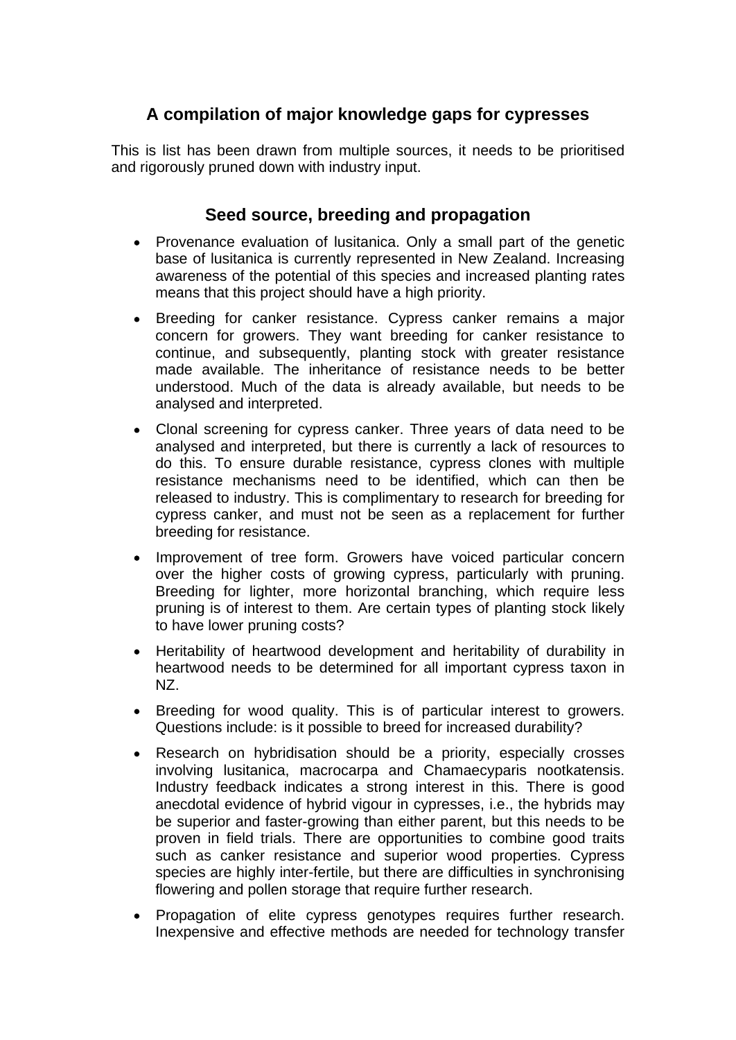## A compilation of major knowledge gaps for cypresses

This is list has been drawn from multiple sources, it needs to be prioritised and rigorously pruned down with industry input.

### Seed source, breeding and propagation

- Provenance evaluation of lusitanica. Only a small part of the genetic base of lusitanica is currently represented in New Zealand. Increasing awareness of the potential of this species and increased planting rates means that this project should have a high priority.
- Breeding for canker resistance. Cypress canker remains a major concern for growers. They want breeding for canker resistance to continue, and subsequently, planting stock with greater resistance made available. The inheritance of resistance needs to be better understood. Much of the data is already available, but needs to be analysed and interpreted.
- Clonal screening for cypress canker. Three years of data need to be analysed and interpreted, but there is currently a lack of resources to do this. To ensure durable resistance, cypress clones with multiple resistance mechanisms need to be identified, which can then be released to industry. This is complimentary to research for breeding for cypress canker, and must not be seen as a replacement for further breeding for resistance.
- Improvement of tree form. Growers have voiced particular concern over the higher costs of growing cypress, particularly with pruning. Breeding for lighter, more horizontal branching, which require less pruning is of interest to them. Are certain types of planting stock likely to have lower pruning costs?
- Heritability of heartwood development and heritability of durability in heartwood needs to be determined for all important cypress taxon in NZ.
- Breeding for wood quality. This is of particular interest to growers. Questions include: is it possible to breed for increased durability?
- Research on hybridisation should be a priority, especially crosses involving lusitanica, macrocarpa and Chamaecyparis nootkatensis. Industry feedback indicates a strong interest in this. There is good anecdotal evidence of hybrid vigour in cypresses, i.e., the hybrids may be superior and faster-growing than either parent, but this needs to be proven in field trials. There are opportunities to combine good traits such as canker resistance and superior wood properties. Cypress species are highly inter-fertile, but there are difficulties in synchronising flowering and pollen storage that require further research.
- Propagation of elite cypress genotypes requires further research. Inexpensive and effective methods are needed for technology transfer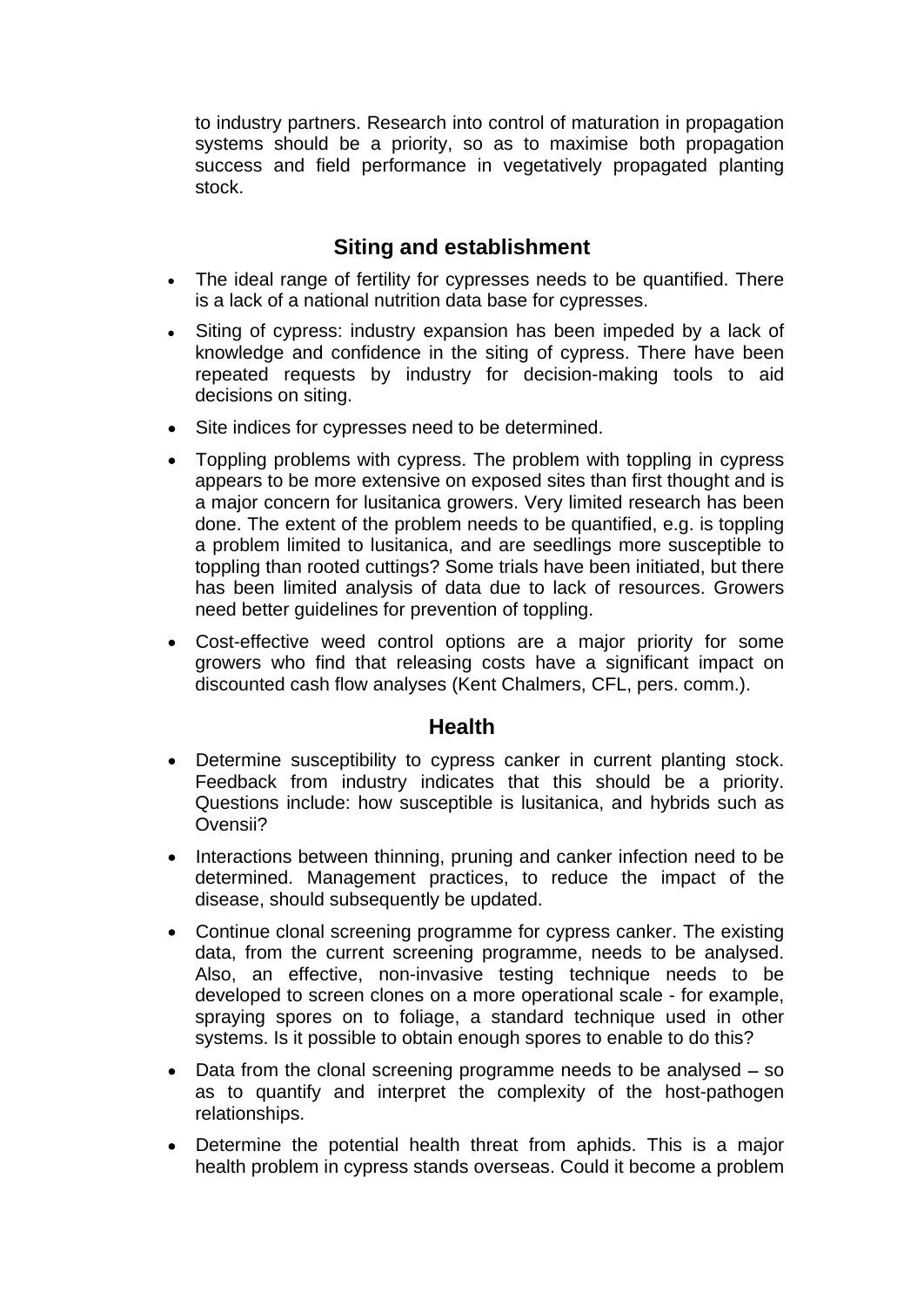to industry partners. Research into control of maturation in propagation systems should be a priority, so as to maximise both propagation success and field performance in vegetatively propagated planting stock.

## Siting and establishment

- The ideal range of fertility for cypresses needs to be quantified. There is a lack of a national nutrition data base for cypresses.
- Siting of cypress: industry expansion has been impeded by a lack of knowledge and confidence in the siting of cypress. There have been repeated requests by industry for decision-making tools to aid decisions on siting.
- Site indices for cypresses need to be determined.
- Toppling problems with cypress. The problem with toppling in cypress appears to be more extensive on exposed sites than first thought and is a major concern for lusitanica growers. Very limited research has been done. The extent of the problem needs to be quantified, e.g. is toppling a problem limited to lusitanica, and are seedlings more susceptible to toppling than rooted cuttings? Some trials have been initiated, but there has been limited analysis of data due to lack of resources. Growers need better guidelines for prevention of toppling.
- Cost-effective weed control options are a major priority for some growers who find that releasing costs have a significant impact on discounted cash flow analyses (Kent Chalmers, CFL, pers. comm.).

## Health

- Determine susceptibility to cypress canker in current planting stock. Feedback from industry indicates that this should be a priority. Questions include: how susceptible is lusitanica, and hybrids such as Ovensii?
- Interactions between thinning, pruning and canker infection need to be determined. Management practices, to reduce the impact of the disease, should subsequently be updated.
- Continue clonal screening programme for cypress canker. The existing data, from the current screening programme, needs to be analysed. Also, an effective, non-invasive testing technique needs to be developed to screen clones on a more operational scale - for example, spraying spores on to foliage, a standard technique used in other systems. Is it possible to obtain enough spores to enable to do this?
- Data from the clonal screening programme needs to be analysed – so as to quantify and interpret the complexity of the host-pathogen relationships.
- Determine the potential health threat from aphids. This is a major health problem in cypress stands overseas. Could it become a problem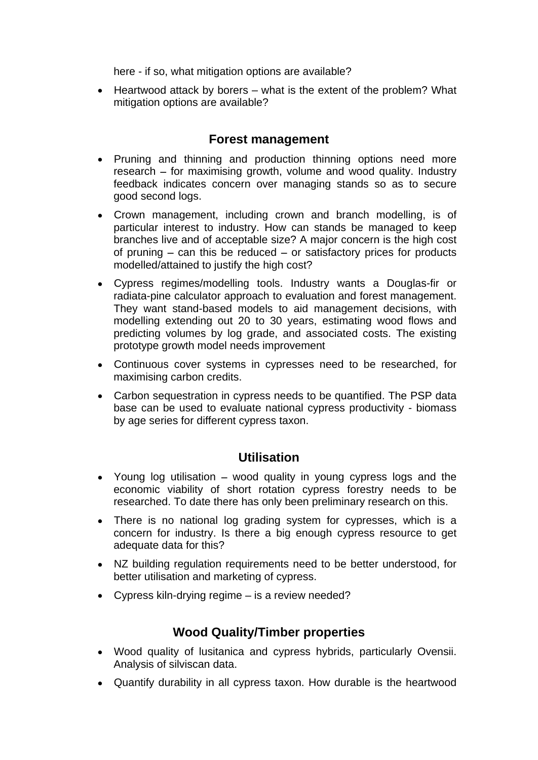here - if so, what mitigation options are available?

- Heartwood attack by borers – what is the extent of the problem? What mitigation options are available?

## Forest management

- Pruning and thinning and production thinning options need more research – for maximising growth, volume and wood quality. Industry feedback indicates concern over managing stands so as to secure good second logs.
- Crown management, including crown and branch modelling, is of particular interest to industry. How can stands be managed to keep branches live and of acceptable size? A major concern is the high cost of pruning – can this be reduced – or satisfactory prices for products modelled/attained to justify the high cost?
- Cypress regimes/modelling tools. Industry wants a Douglas-fir or radiata-pine calculator approach to evaluation and forest management. They want stand-based models to aid management decisions, with modelling extending out 20 to 30 years, estimating wood flows and predicting volumes by log grade, and associated costs. The existing prototype growth model needs improvement
- Continuous cover systems in cypresses need to be researched, for maximising carbon credits.
- Carbon sequestration in cypress needs to be quantified. The PSP data base can be used to evaluate national cypress productivity - biomass by age series for different cypress taxon.

## Utilisation

- Young log utilisation – wood quality in young cypress logs and the economic viability of short rotation cypress forestry needs to be researched. To date there has only been preliminary research on this.
- There is no national log grading system for cypresses, which is a concern for industry. Is there a big enough cypress resource to get adequate data for this?
- NZ building regulation requirements need to be better understood, for better utilisation and marketing of cypress.
- Cypress kiln-drying regime – is a review needed?

## Wood Quality/Timber properties

- Wood quality of lusitanica and cypress hybrids, particularly Ovensii. Analysis of silviscan data.
- Quantify durability in all cypress taxon. How durable is the heartwood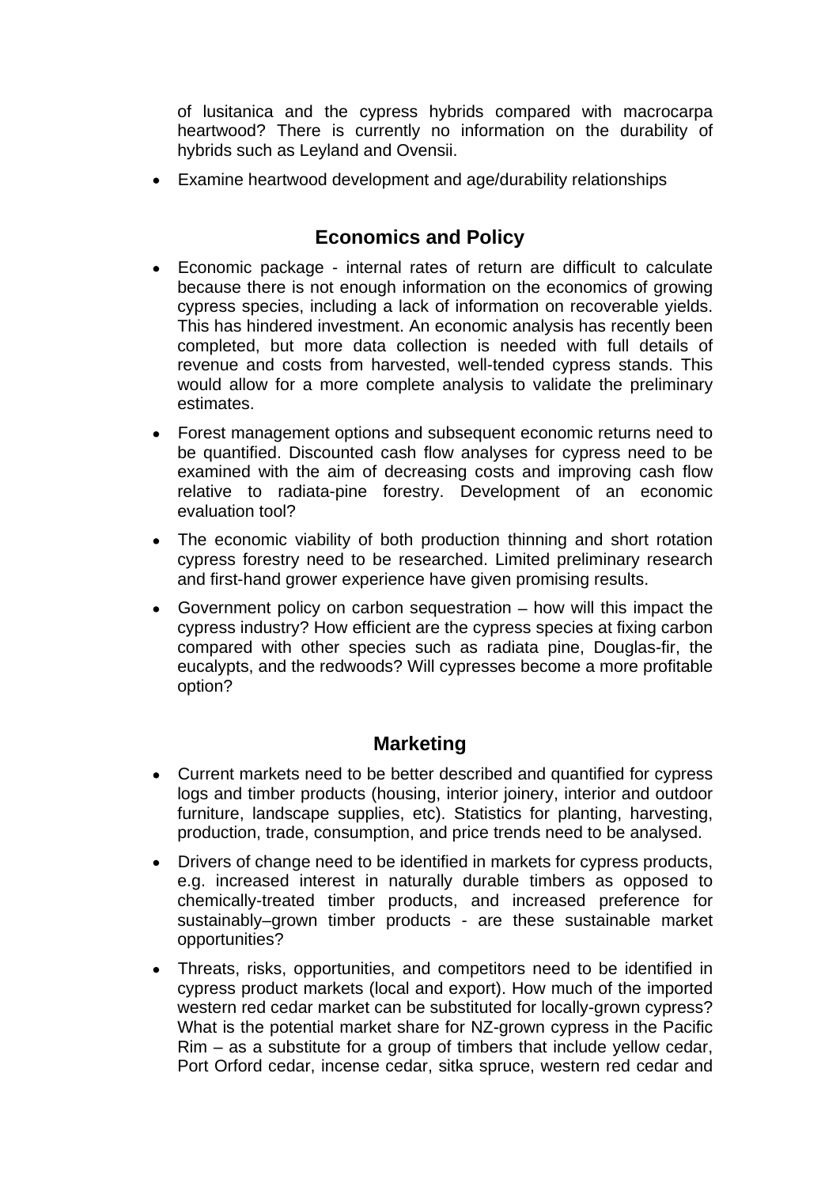of lusitanica and the cypress hybrids compared with macrocarpa heartwood? There is currently no information on the durability of hybrids such as Leyland and Ovensii.

- Examine heartwood development and age/durability relationships

## Economics and Policy

- Economic package - internal rates of return are difficult to calculate because there is not enough information on the economics of growing cypress species, including a lack of information on recoverable yields. This has hindered investment. An economic analysis has recently been completed, but more data collection is needed with full details of revenue and costs from harvested, well-tended cypress stands. This would allow for a more complete analysis to validate the preliminary estimates.
- Forest management options and subsequent economic returns need to be quantified. Discounted cash flow analyses for cypress need to be examined with the aim of decreasing costs and improving cash flow relative to radiata-pine forestry. Development of an economic evaluation tool?
- The economic viability of both production thinning and short rotation cypress forestry need to be researched. Limited preliminary research and first-hand grower experience have given promising results.
- Government policy on carbon sequestration – how will this impact the cypress industry? How efficient are the cypress species at fixing carbon compared with other species such as radiata pine, Douglas-fir, the eucalypts, and the redwoods? Will cypresses become a more profitable option?

## Marketing

- Current markets need to be better described and quantified for cypress logs and timber products (housing, interior joinery, interior and outdoor furniture, landscape supplies, etc). Statistics for planting, harvesting, production, trade, consumption, and price trends need to be analysed.
- Drivers of change need to be identified in markets for cypress products, e.g. increased interest in naturally durable timbers as opposed to chemically-treated timber products, and increased preference for sustainably–grown timber products - are these sustainable market opportunities?
- Threats, risks, opportunities, and competitors need to be identified in cypress product markets (local and export). How much of the imported western red cedar market can be substituted for locally-grown cypress? What is the potential market share for NZ-grown cypress in the Pacific Rim – as a substitute for a group of timbers that include yellow cedar, Port Orford cedar, incense cedar, sitka spruce, western red cedar and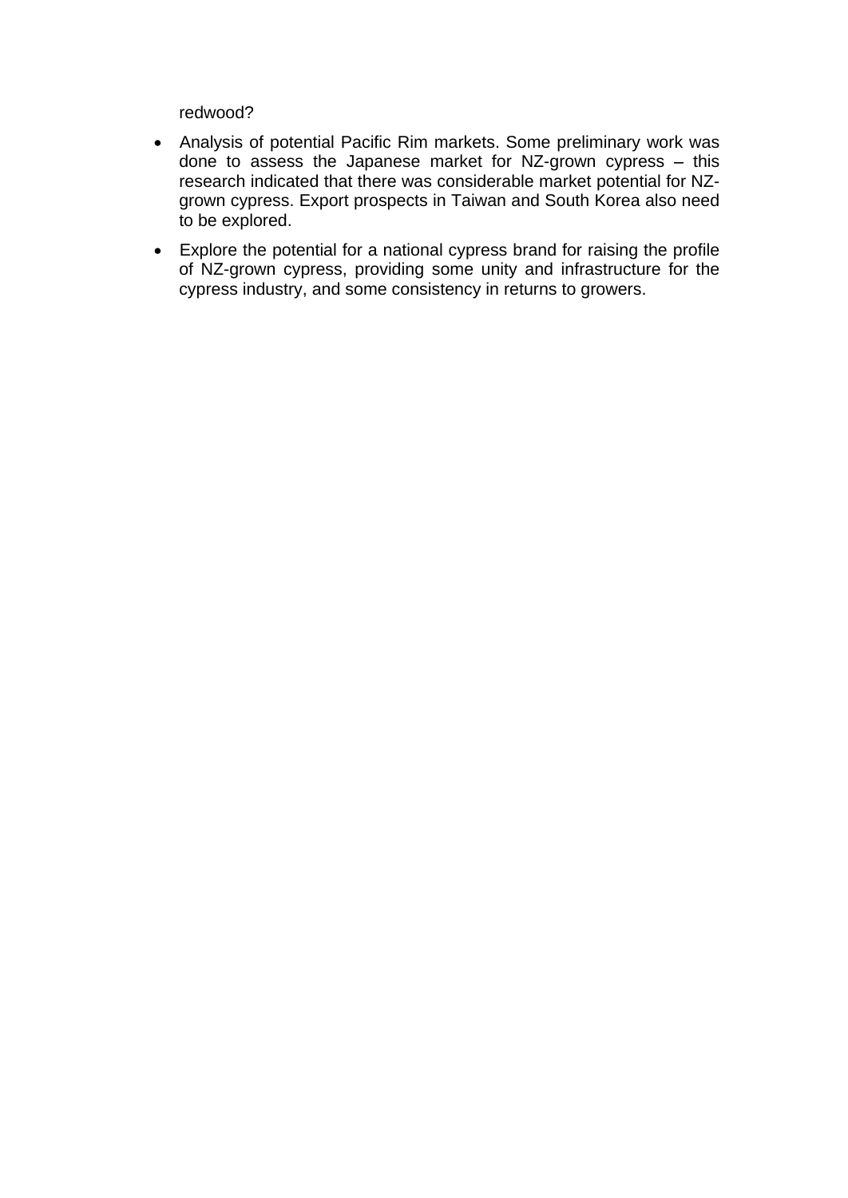redwood?

- Analysis of potential Pacific Rim markets. Some preliminary work was done to assess the Japanese market for NZ-grown cypress – this research indicated that there was considerable market potential for NZ-grown cypress. Export prospects in Taiwan and South Korea also need to be explored.
- Explore the potential for a national cypress brand for raising the profile of NZ-grown cypress, providing some unity and infrastructure for the cypress industry, and some consistency in returns to growers.